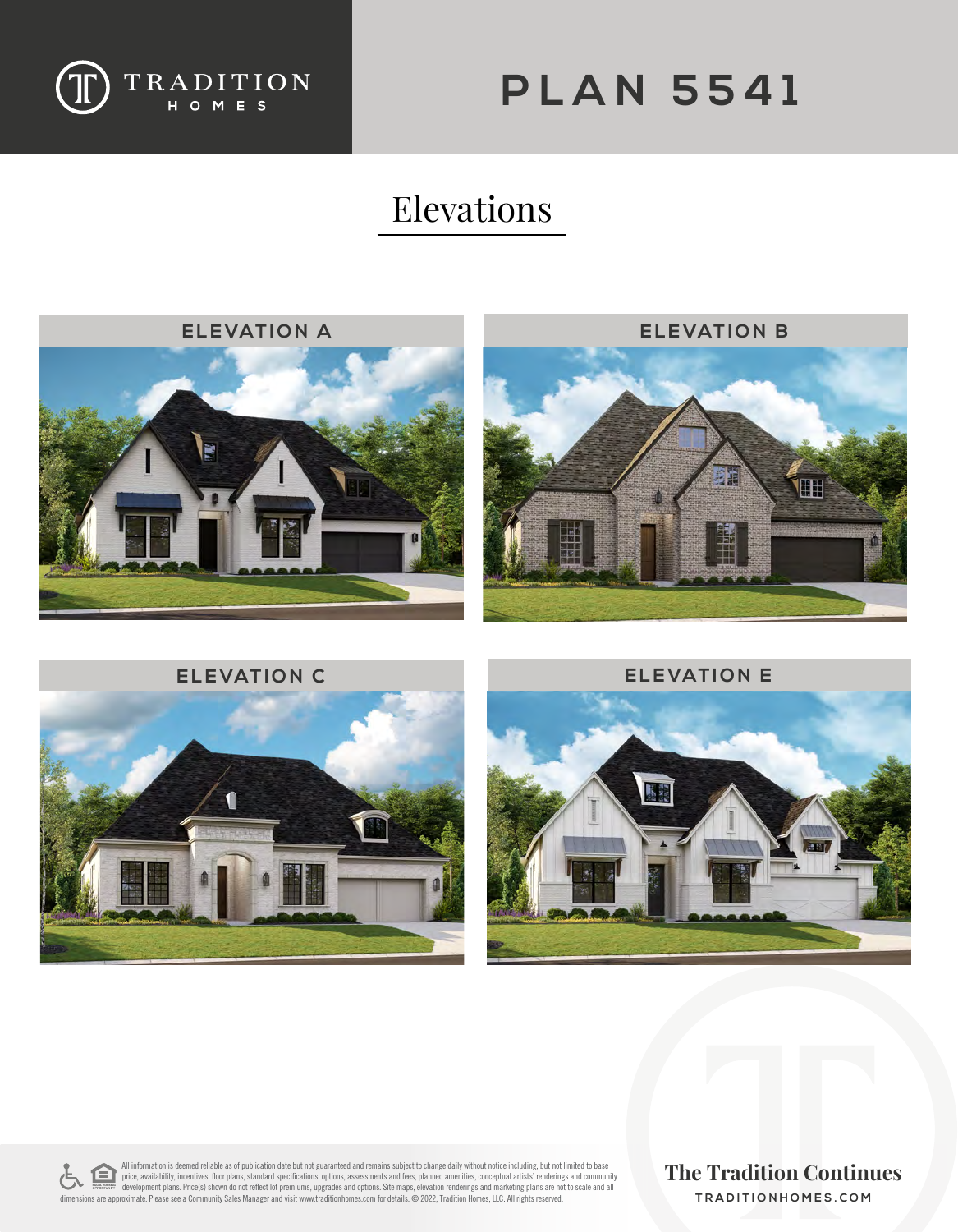TRADITION HOMES

# PLAN 5541

## Elevations

### ELEVATION A

### ELEVATION B

### ELEVATION C

### ELEVATION E

All information is deemed reliable as of publication date but not guaranteed and remains subject to change daily without notice including, but not limited to base price, availability, incentives, floor plans, standard specifications, options, assessments and fees, planned amenities, conceptual artists' renderings and community development plans. Price(s) shown do not reflect lot premiums, upgrades and options. Site maps, elevation renderings and marketing plans are not to scale and all dimensions are approximate. Please see a Community Sales Manager and visit www.traditionhomes.com for details. © 2022, Tradition Homes, LLC. All rights reserved.

**The Tradition Continues**

TRADITIONHOMES.COM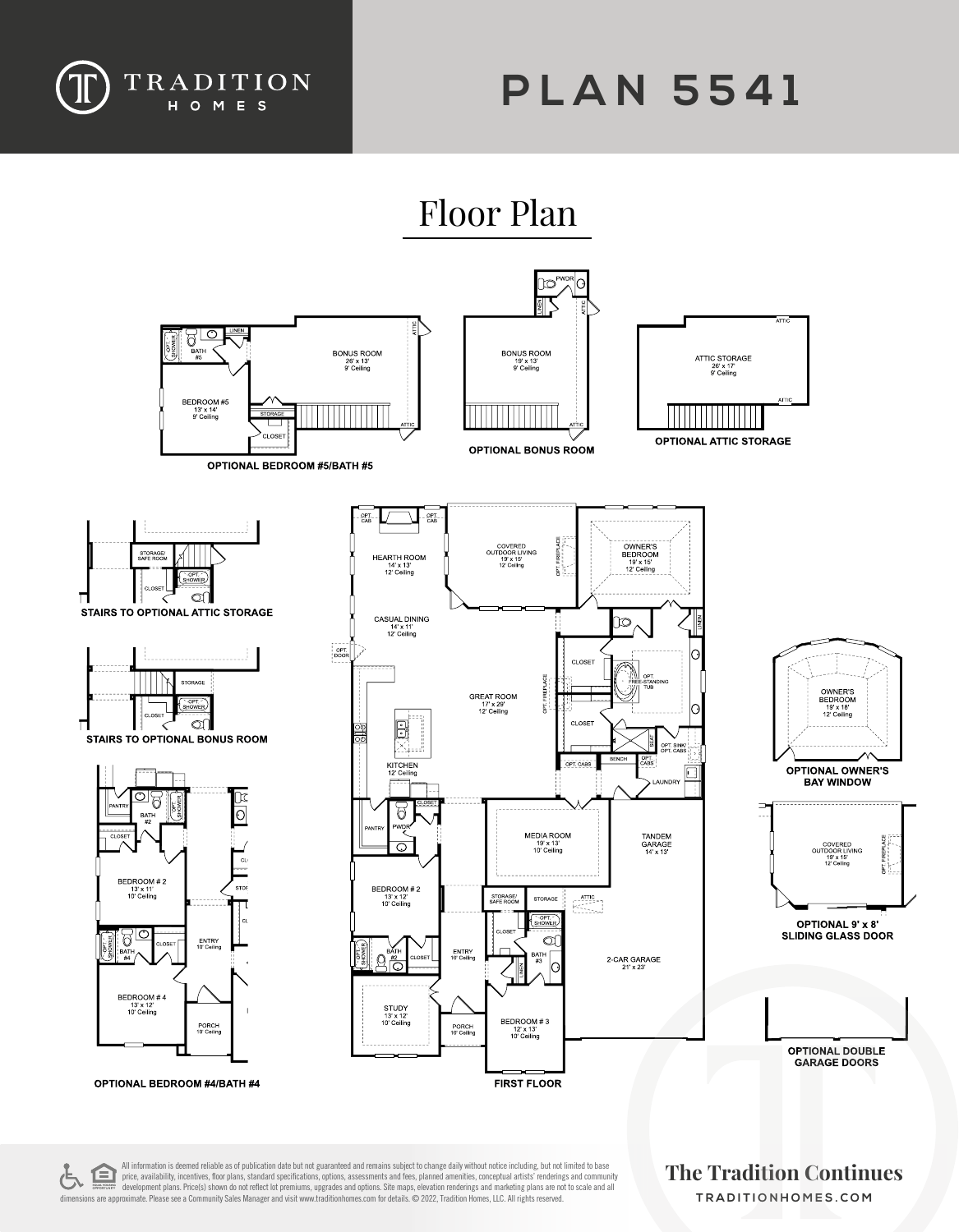# PLAN 5541

TRADITION HOMES

## Floor Plan

BATH #5

OPT. SHOWER

LINEN

BONUS ROOM
26' x 13'
9' Ceiling

ATTIC

BEDROOM #5
13' x 14'
9' Ceiling

STORAGE

CLOSET

OPTIONAL BEDROOM #5/BATH #5

PWDR

LINEN

BONUS ROOM
19' x 13'
9' Ceiling

OPTIONAL BONUS ROOM

ATTIC STORAGE
26' x 17'
9' Ceiling

OPTIONAL ATTIC STORAGE

STORAGE/ SAFE ROOM

CLOSET

OPT. SHOWER

STAIRS TO OPTIONAL ATTIC STORAGE

STORAGE

OPT. SHOWER

STAIRS TO OPTIONAL BONUS ROOM

OPT. CAB

HEARTH ROOM
14' x 13'
12' Ceiling

COVERED OUTDOOR LIVING
19' x 15'
12' Ceiling

OPT. FIREPLACE

OWNER'S BEDROOM
19' x 15'
12' Ceiling

CASUAL DINING
14' x 11'
12' Ceiling

OPT. DOOR

CLOSET

OPT. FREE-STANDING TUB

GREAT ROOM
17' x 29'
12' Ceiling

OPT. FIREPLACE

KITCHEN
12' Ceiling

BENCH

SEAT

OPT. SINK/ OPT. CABS

OPT. CABS

LAUNDRY

PANTRY

PWDR

MEDIA ROOM
19' x 13'
10' Ceiling

TANDEM GARAGE
14' x 13'

BEDROOM # 2
13' x 12'
10' Ceiling

STORAGE/ SAFE ROOM

STORAGE

ATTIC

BATH #2

ENTRY
10' Ceiling

BATH #3

2-CAR GARAGE
21' x 23'

STUDY
13' x 12'
10' Ceiling

PORCH
10' Ceiling

BEDROOM # 3
12' x 13'
10' Ceiling

FIRST FLOOR

PANTRY

BATH #2

BEDROOM # 2
13' x 11'
10' Ceiling

BATH #4

ENTRY
10' Ceiling

BEDROOM # 4
13' x 12'
10' Ceiling

PORCH
10' Ceiling

OPTIONAL BEDROOM #4/BATH #4

OWNER'S BEDROOM
19' x 18'
12' Ceiling

OPTIONAL OWNER'S BAY WINDOW

COVERED OUTDOOR LIVING
19' x 15'
12' Ceiling

OPTIONAL 9' x 8' SLIDING GLASS DOOR

OPTIONAL DOUBLE GARAGE DOORS

All information is deemed reliable as of publication date but not guaranteed and remains subject to change daily without notice including, but not limited to base price, availability, incentives, floor plans, standard specifications, options, assessments and fees, planned amenities, conceptual artists' renderings and community development plans. Price(s) shown do not reflect lot premiums, upgrades and options. Site maps, elevation renderings and marketing plans are not to scale and all dimensions are approximate. Please see a Community Sales Manager and visit www.traditionhomes.com for details. © 2022, Tradition Homes, LLC. All rights reserved.

The Tradition Continues

TRADITIONHOMES.COM